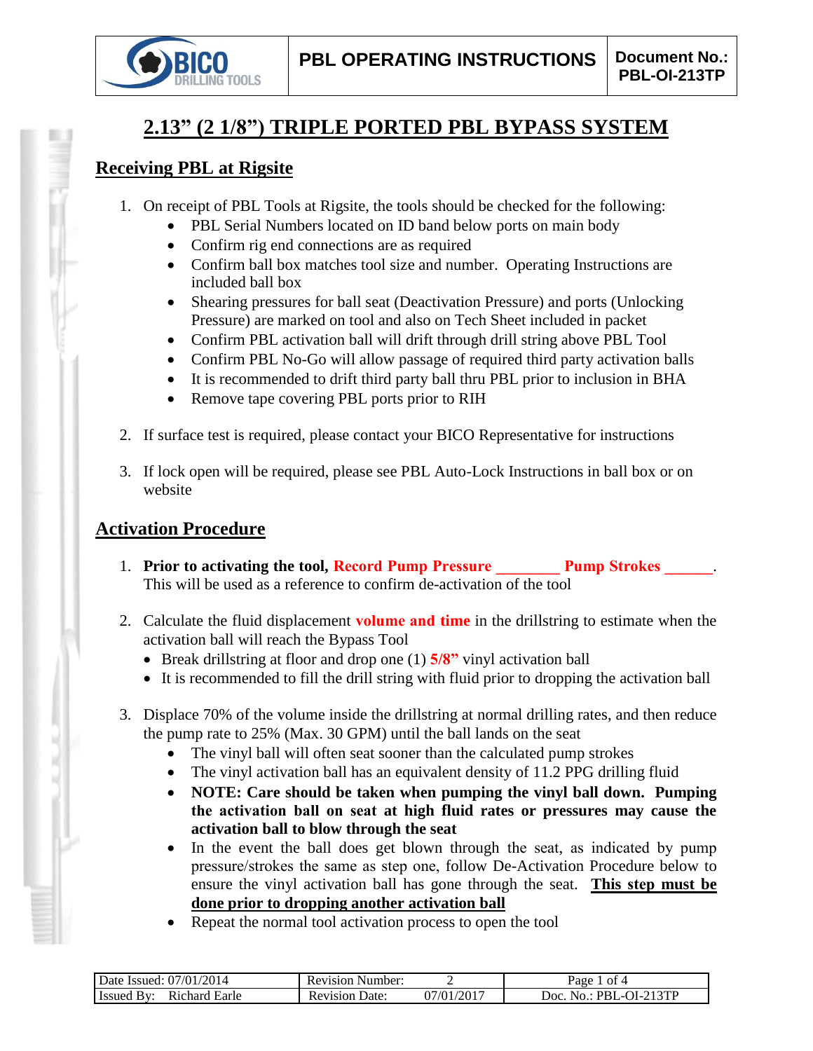# 2.13" (2 1/8") TRIPLE PORTED PBL BYPASS SYSTEM

## Receiving PBL at Rigsite

1. On receipt of PBL Tools at Rigsite, the tools should be checked for the following:
   - PBL Serial Numbers located on ID band below ports on main body
   - Confirm rig end connections are as required
   - Confirm ball box matches tool size and number. Operating Instructions are included ball box
   - Shearing pressures for ball seat (Deactivation Pressure) and ports (Unlocking Pressure) are marked on tool and also on Tech Sheet included in packet
   - Confirm PBL activation ball will drift through drill string above PBL Tool
   - Confirm PBL No-Go will allow passage of required third party activation balls
   - It is recommended to drift third party ball thru PBL prior to inclusion in BHA
   - Remove tape covering PBL ports prior to RIH

2. If surface test is required, please contact your BICO Representative for instructions

3. If lock open will be required, please see PBL Auto-Lock Instructions in ball box or on website

## Activation Procedure

1. **Prior to activating the tool, Record Pump Pressure \_\_\_\_\_\_\_\_ Pump Strokes \_\_\_\_\_\_.** This will be used as a reference to confirm de-activation of the tool

2. Calculate the fluid displacement **volume and time** in the drillstring to estimate when the activation ball will reach the Bypass Tool
   - Break drillstring at floor and drop one (1) **5/8"** vinyl activation ball
   - It is recommended to fill the drill string with fluid prior to dropping the activation ball

3. Displace 70% of the volume inside the drillstring at normal drilling rates, and then reduce the pump rate to 25% (Max. 30 GPM) until the ball lands on the seat
   - The vinyl ball will often seat sooner than the calculated pump strokes
   - The vinyl activation ball has an equivalent density of 11.2 PPG drilling fluid
   - **NOTE: Care should be taken when pumping the vinyl ball down. Pumping the activation ball on seat at high fluid rates or pressures may cause the activation ball to blow through the seat**
   - In the event the ball does get blown through the seat, as indicated by pump pressure/strokes the same as step one, follow De-Activation Procedure below to ensure the vinyl activation ball has gone through the seat. **<u>This step must be done prior to dropping another activation ball</u>**
   - Repeat the normal tool activation process to open the tool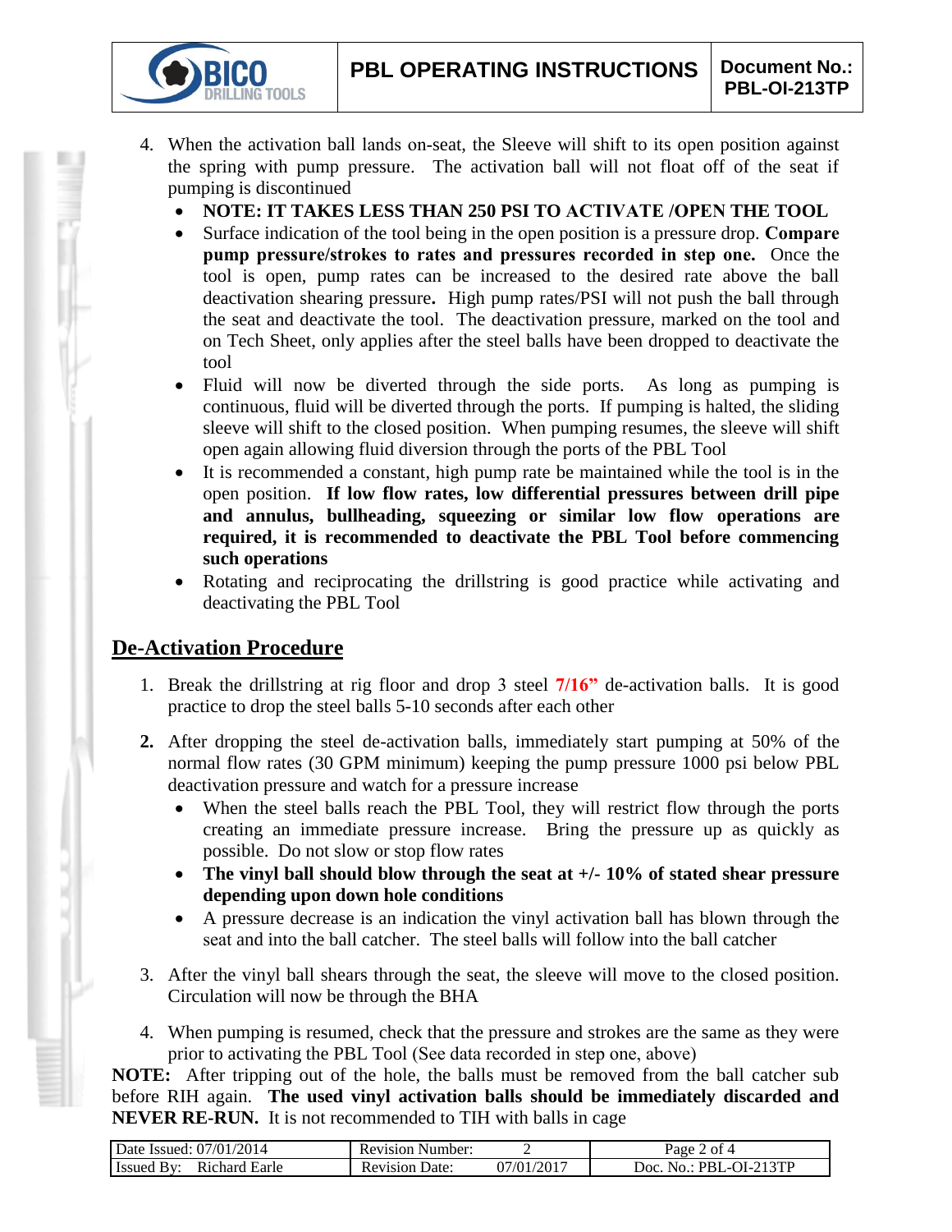4. When the activation ball lands on-seat, the Sleeve will shift to its open position against the spring with pump pressure. The activation ball will not float off of the seat if pumping is discontinued
   - **NOTE: IT TAKES LESS THAN 250 PSI TO ACTIVATE /OPEN THE TOOL**
   - Surface indication of the tool being in the open position is a pressure drop. **Compare pump pressure/strokes to rates and pressures recorded in step one.** Once the tool is open, pump rates can be increased to the desired rate above the ball deactivation shearing pressure**.** High pump rates/PSI will not push the ball through the seat and deactivate the tool. The deactivation pressure, marked on the tool and on Tech Sheet, only applies after the steel balls have been dropped to deactivate the tool
   - Fluid will now be diverted through the side ports. As long as pumping is continuous, fluid will be diverted through the ports. If pumping is halted, the sliding sleeve will shift to the closed position. When pumping resumes, the sleeve will shift open again allowing fluid diversion through the ports of the PBL Tool
   - It is recommended a constant, high pump rate be maintained while the tool is in the open position. **If low flow rates, low differential pressures between drill pipe and annulus, bullheading, squeezing or similar low flow operations are required, it is recommended to deactivate the PBL Tool before commencing such operations**
   - Rotating and reciprocating the drillstring is good practice while activating and deactivating the PBL Tool

## De-Activation Procedure

1. Break the drillstring at rig floor and drop 3 steel **7/16”** de-activation balls. It is good practice to drop the steel balls 5-10 seconds after each other

2. After dropping the steel de-activation balls, immediately start pumping at 50% of the normal flow rates (30 GPM minimum) keeping the pump pressure 1000 psi below PBL deactivation pressure and watch for a pressure increase
   - When the steel balls reach the PBL Tool, they will restrict flow through the ports creating an immediate pressure increase. Bring the pressure up as quickly as possible. Do not slow or stop flow rates
   - **The vinyl ball should blow through the seat at +/- 10% of stated shear pressure depending upon down hole conditions**
   - A pressure decrease is an indication the vinyl activation ball has blown through the seat and into the ball catcher. The steel balls will follow into the ball catcher

3. After the vinyl ball shears through the seat, the sleeve will move to the closed position. Circulation will now be through the BHA

4. When pumping is resumed, check that the pressure and strokes are the same as they were prior to activating the PBL Tool (See data recorded in step one, above)

**NOTE:** After tripping out of the hole, the balls must be removed from the ball catcher sub before RIH again. **The used vinyl activation balls should be immediately discarded and NEVER RE-RUN.** It is not recommended to TIH with balls in cage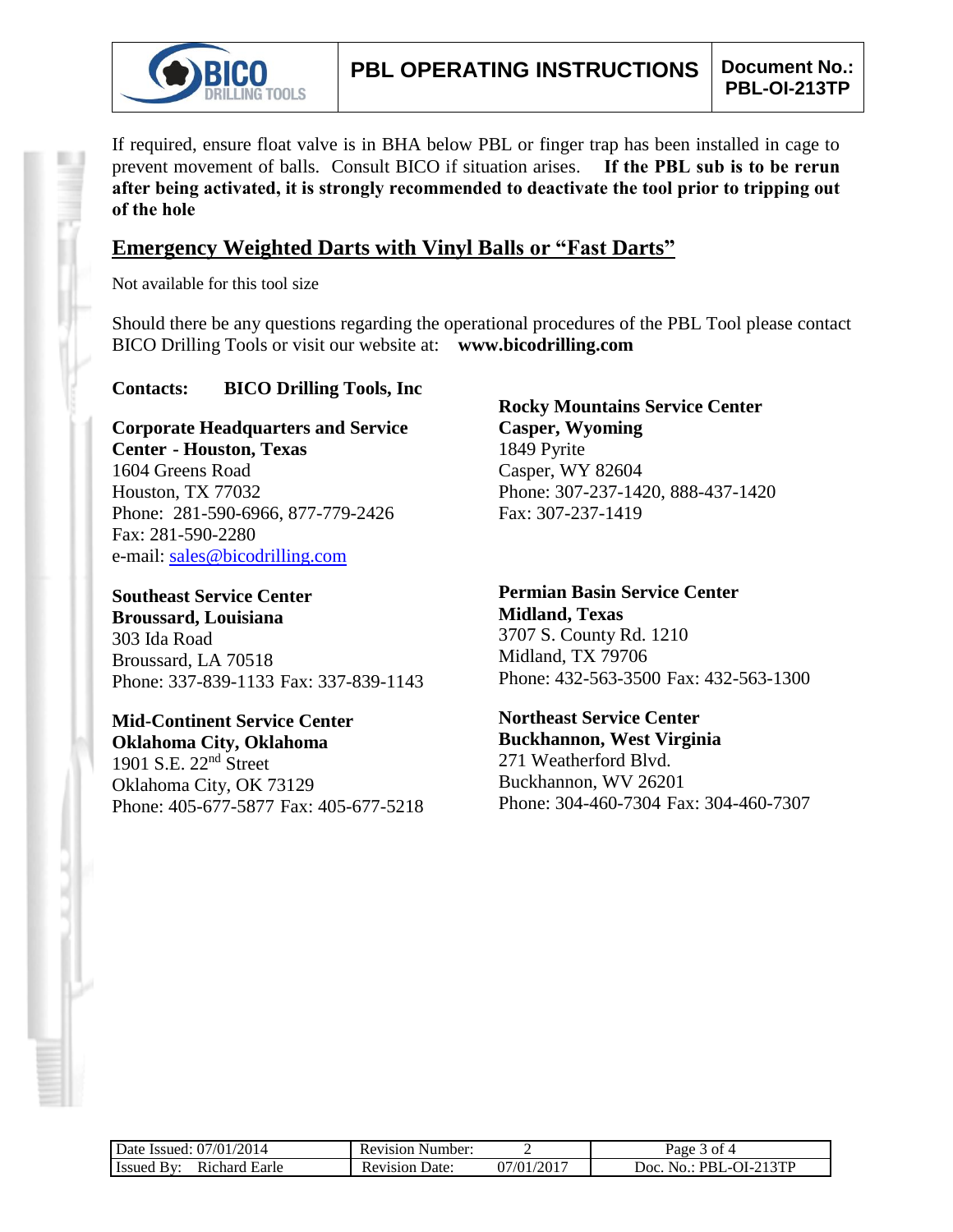If required, ensure float valve is in BHA below PBL or finger trap has been installed in cage to prevent movement of balls. Consult BICO if situation arises. **If the PBL sub is to be rerun after being activated, it is strongly recommended to deactivate the tool prior to tripping out of the hole**

## Emergency Weighted Darts with Vinyl Balls or "Fast Darts"

Not available for this tool size

Should there be any questions regarding the operational procedures of the PBL Tool please contact BICO Drilling Tools or visit our website at: **www.bicodrilling.com**

**Contacts: BICO Drilling Tools, Inc**

**Corporate Headquarters and Service Center - Houston, Texas**
1604 Greens Road
Houston, TX 77032
Phone: 281-590-6966, 877-779-2426
Fax: 281-590-2280
e-mail: sales@bicodrilling.com

**Southeast Service Center**
**Broussard, Louisiana**
303 Ida Road
Broussard, LA 70518
Phone: 337-839-1133 Fax: 337-839-1143

**Mid-Continent Service Center**
**Oklahoma City, Oklahoma**
1901 S.E. 22nd Street
Oklahoma City, OK 73129
Phone: 405-677-5877 Fax: 405-677-5218

**Rocky Mountains Service Center**
**Casper, Wyoming**
1849 Pyrite
Casper, WY 82604
Phone: 307-237-1420, 888-437-1420
Fax: 307-237-1419

**Permian Basin Service Center**
**Midland, Texas**
3707 S. County Rd. 1210
Midland, TX 79706
Phone: 432-563-3500 Fax: 432-563-1300

**Northeast Service Center**
**Buckhannon, West Virginia**
271 Weatherford Blvd.
Buckhannon, WV 26201
Phone: 304-460-7304 Fax: 304-460-7307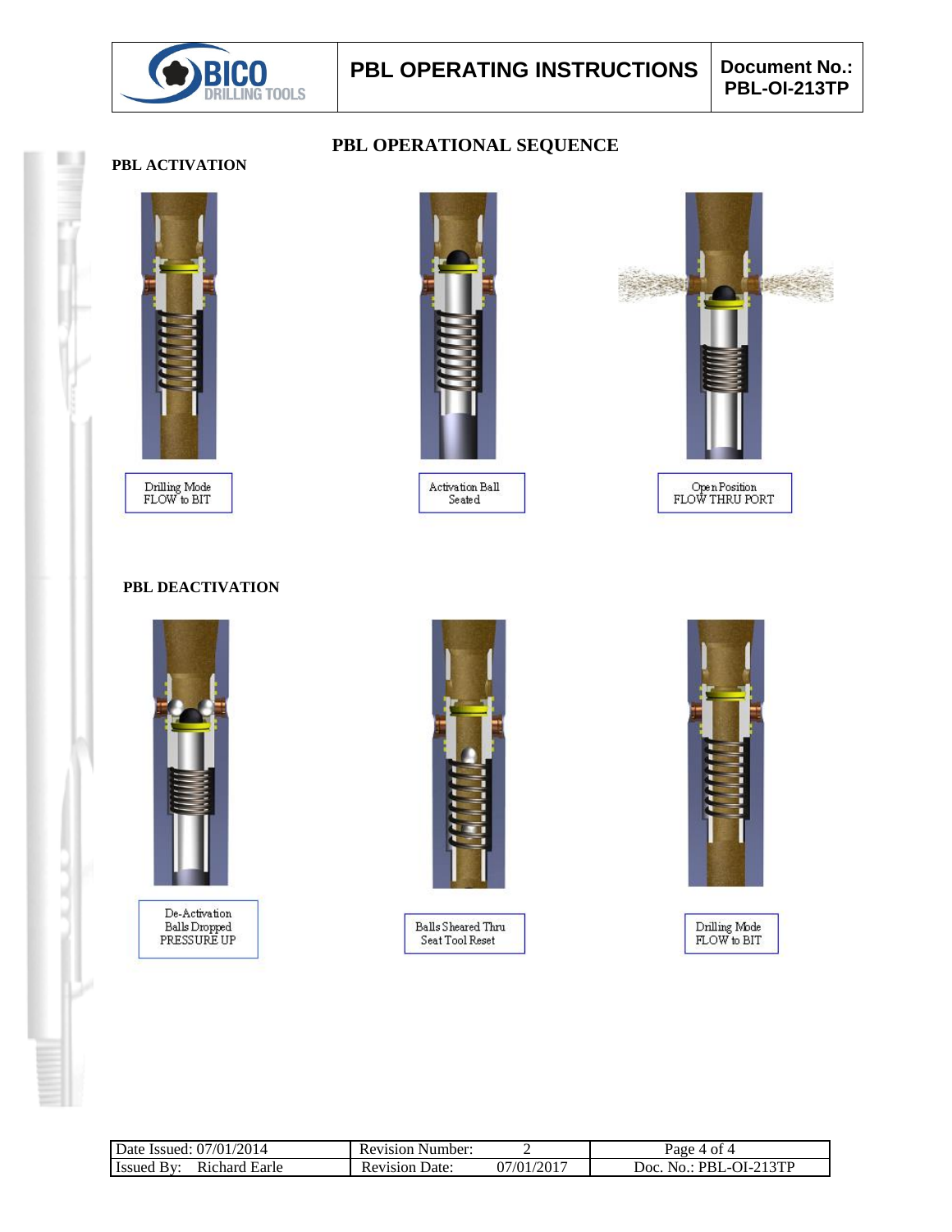## PBL OPERATIONAL SEQUENCE

### PBL ACTIVATION

Drilling Mode
FLOW to BIT

Activation Ball
Seated

Open Position
FLOW THRU PORT

### PBL DEACTIVATION

De-Activation
Balls Dropped
PRESSURE UP

Balls Sheared Thru
Seat Tool Reset

Drilling Mode
FLOW to BIT